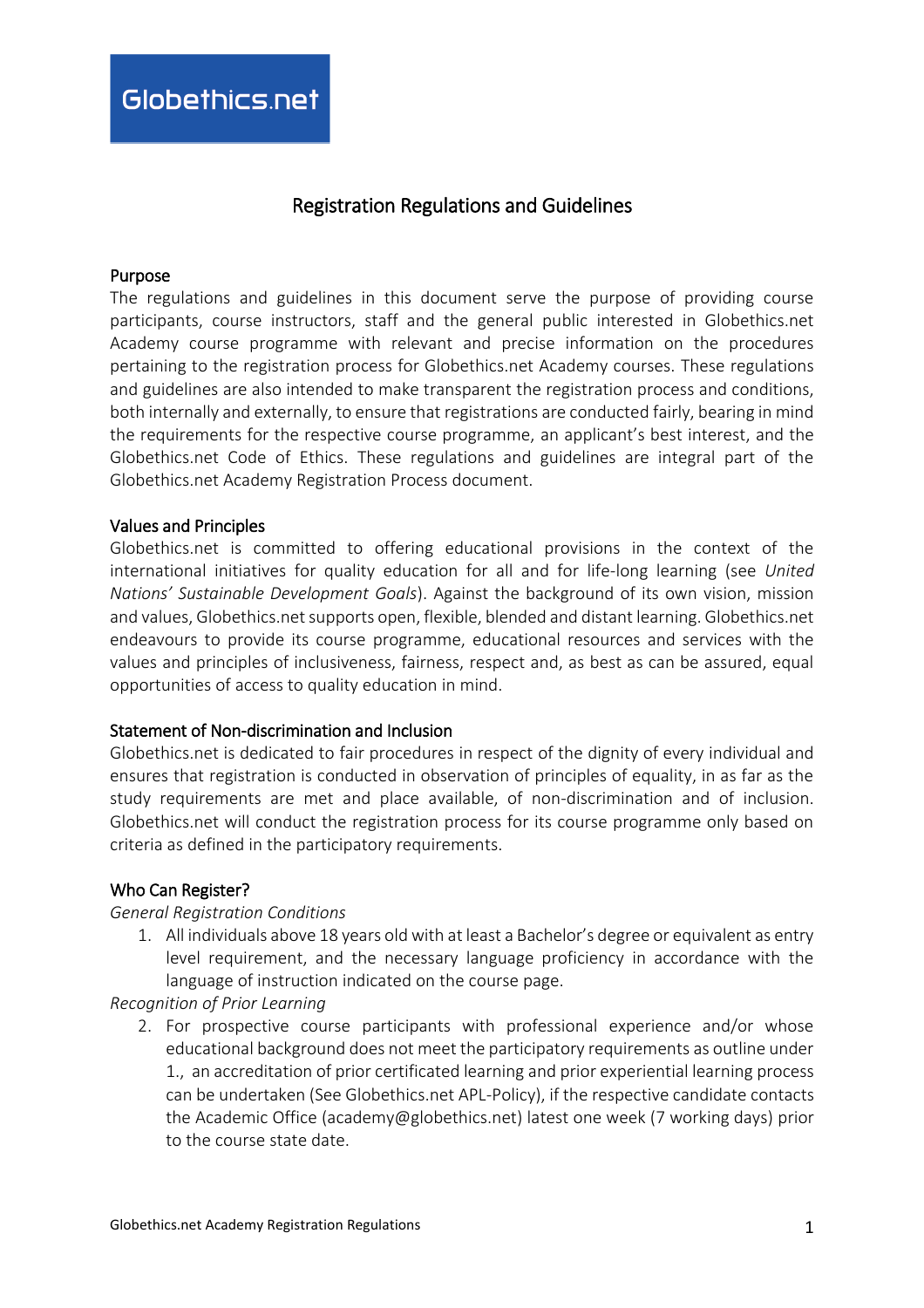Globethics.net

# Registration Regulations and Guidelines

## Purpose

The regulations and guidelines in this document serve the purpose of providing course participants, course instructors, staff and the general public interested in Globethics.net Academy course programme with relevant and precise information on the procedures pertaining to the registration process for Globethics.net Academy courses. These regulations and guidelines are also intended to make transparent the registration process and conditions, both internally and externally, to ensure that registrations are conducted fairly, bearing in mind the requirements for the respective course programme, an applicant's best interest, and the Globethics.net Code of Ethics. These regulations and guidelines are integral part of the Globethics.net Academy Registration Process document.

## Values and Principles

Globethics.net is committed to offering educational provisions in the context of the international initiatives for quality education for all and for life-long learning (see *United Nations' Sustainable Development Goals*). Against the background of its own vision, mission and values, Globethics.net supports open, flexible, blended and distant learning. Globethics.net endeavours to provide its course programme, educational resources and services with the values and principles of inclusiveness, fairness, respect and, as best as can be assured, equal opportunities of access to quality education in mind.

## Statement of Non-discrimination and Inclusion

Globethics.net is dedicated to fair procedures in respect of the dignity of every individual and ensures that registration is conducted in observation of principles of equality, in as far as the study requirements are met and place available, of non-discrimination and of inclusion. Globethics.net will conduct the registration process for its course programme only based on criteria as defined in the participatory requirements.

## Who Can Register?

*General Registration Conditions*

1. All individuals above 18 years old with at least a Bachelor's degree or equivalent as entry level requirement, and the necessary language proficiency in accordance with the language of instruction indicated on the course page.

*Recognition of Prior Learning*

2. For prospective course participants with professional experience and/or whose educational background does not meet the participatory requirements as outline under 1., an accreditation of prior certificated learning and prior experiential learning process can be undertaken (See Globethics.net APL-Policy), if the respective candidate contacts the Academic Office (academy@globethics.net) latest one week (7 working days) prior to the course state date.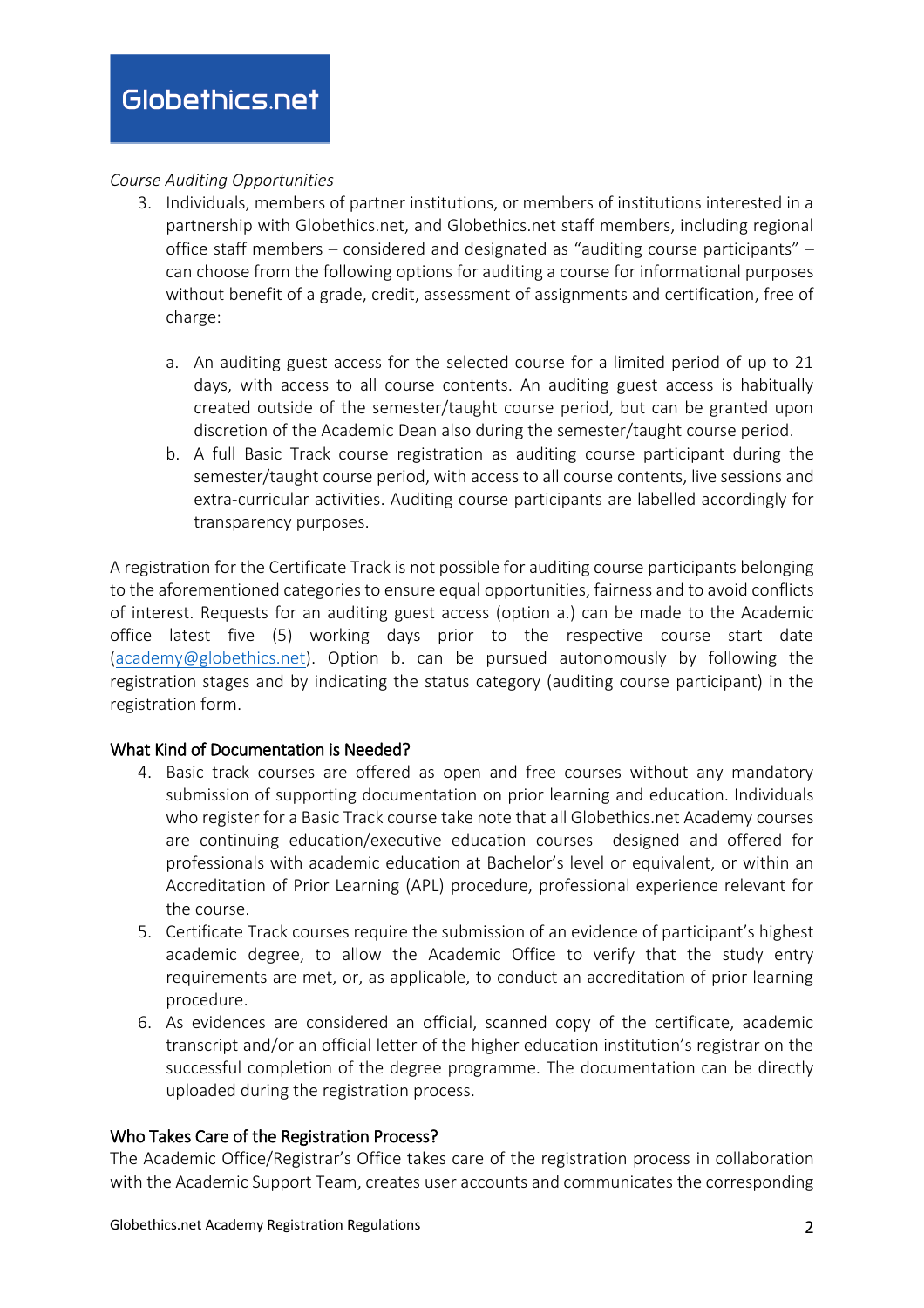*Course Auditing Opportunities*

3. Individuals, members of partner institutions, or members of institutions interested in a partnership with Globethics.net, and Globethics.net staff members, including regional office staff members – considered and designated as "auditing course participants" – can choose from the following options for auditing a course for informational purposes without benefit of a grade, credit, assessment of assignments and certification, free of charge:

   a. An auditing guest access for the selected course for a limited period of up to 21 days, with access to all course contents. An auditing guest access is habitually created outside of the semester/taught course period, but can be granted upon discretion of the Academic Dean also during the semester/taught course period.
   b. A full Basic Track course registration as auditing course participant during the semester/taught course period, with access to all course contents, live sessions and extra-curricular activities. Auditing course participants are labelled accordingly for transparency purposes.

A registration for the Certificate Track is not possible for auditing course participants belonging to the aforementioned categories to ensure equal opportunities, fairness and to avoid conflicts of interest. Requests for an auditing guest access (option a.) can be made to the Academic office latest five (5) working days prior to the respective course start date (academy@globethics.net). Option b. can be pursued autonomously by following the registration stages and by indicating the status category (auditing course participant) in the registration form.

## What Kind of Documentation is Needed?

4. Basic track courses are offered as open and free courses without any mandatory submission of supporting documentation on prior learning and education. Individuals who register for a Basic Track course take note that all Globethics.net Academy courses are continuing education/executive education courses designed and offered for professionals with academic education at Bachelor's level or equivalent, or within an Accreditation of Prior Learning (APL) procedure, professional experience relevant for the course.
5. Certificate Track courses require the submission of an evidence of participant's highest academic degree, to allow the Academic Office to verify that the study entry requirements are met, or, as applicable, to conduct an accreditation of prior learning procedure.
6. As evidences are considered an official, scanned copy of the certificate, academic transcript and/or an official letter of the higher education institution's registrar on the successful completion of the degree programme. The documentation can be directly uploaded during the registration process.

## Who Takes Care of the Registration Process?

The Academic Office/Registrar's Office takes care of the registration process in collaboration with the Academic Support Team, creates user accounts and communicates the corresponding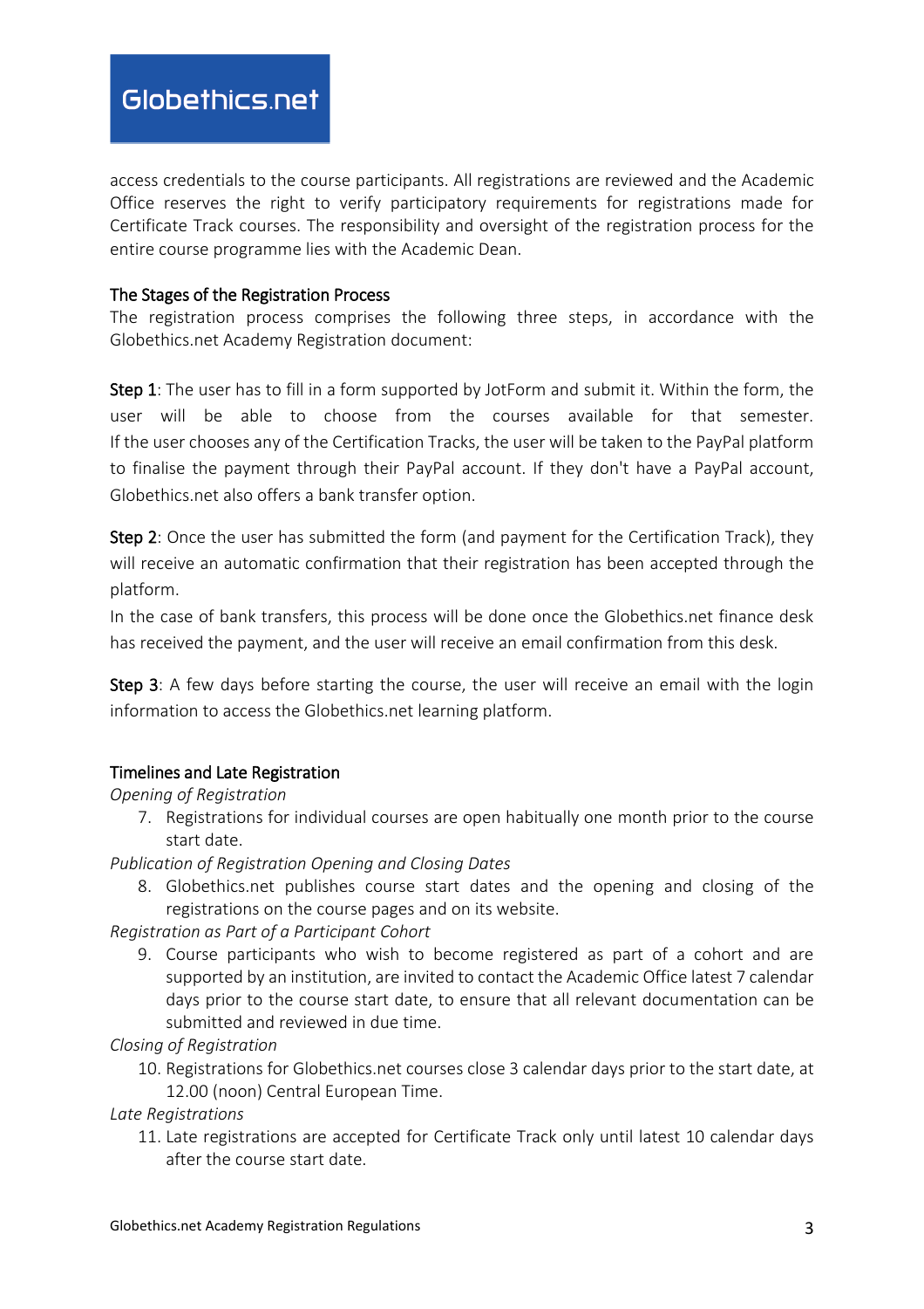access credentials to the course participants. All registrations are reviewed and the Academic Office reserves the right to verify participatory requirements for registrations made for Certificate Track courses. The responsibility and oversight of the registration process for the entire course programme lies with the Academic Dean.

### The Stages of the Registration Process

The registration process comprises the following three steps, in accordance with the Globethics.net Academy Registration document:

**Step 1**: The user has to fill in a form supported by JotForm and submit it. Within the form, the user will be able to choose from the courses available for that semester. If the user chooses any of the Certification Tracks, the user will be taken to the PayPal platform to finalise the payment through their PayPal account. If they don't have a PayPal account, Globethics.net also offers a bank transfer option.

**Step 2**: Once the user has submitted the form (and payment for the Certification Track), they will receive an automatic confirmation that their registration has been accepted through the platform.
In the case of bank transfers, this process will be done once the Globethics.net finance desk has received the payment, and the user will receive an email confirmation from this desk.

**Step 3**: A few days before starting the course, the user will receive an email with the login information to access the Globethics.net learning platform.

### Timelines and Late Registration

*Opening of Registration*

7. Registrations for individual courses are open habitually one month prior to the course start date.

*Publication of Registration Opening and Closing Dates*

8. Globethics.net publishes course start dates and the opening and closing of the registrations on the course pages and on its website.

*Registration as Part of a Participant Cohort*

9. Course participants who wish to become registered as part of a cohort and are supported by an institution, are invited to contact the Academic Office latest 7 calendar days prior to the course start date, to ensure that all relevant documentation can be submitted and reviewed in due time.

*Closing of Registration*

10. Registrations for Globethics.net courses close 3 calendar days prior to the start date, at 12.00 (noon) Central European Time.

*Late Registrations*

11. Late registrations are accepted for Certificate Track only until latest 10 calendar days after the course start date.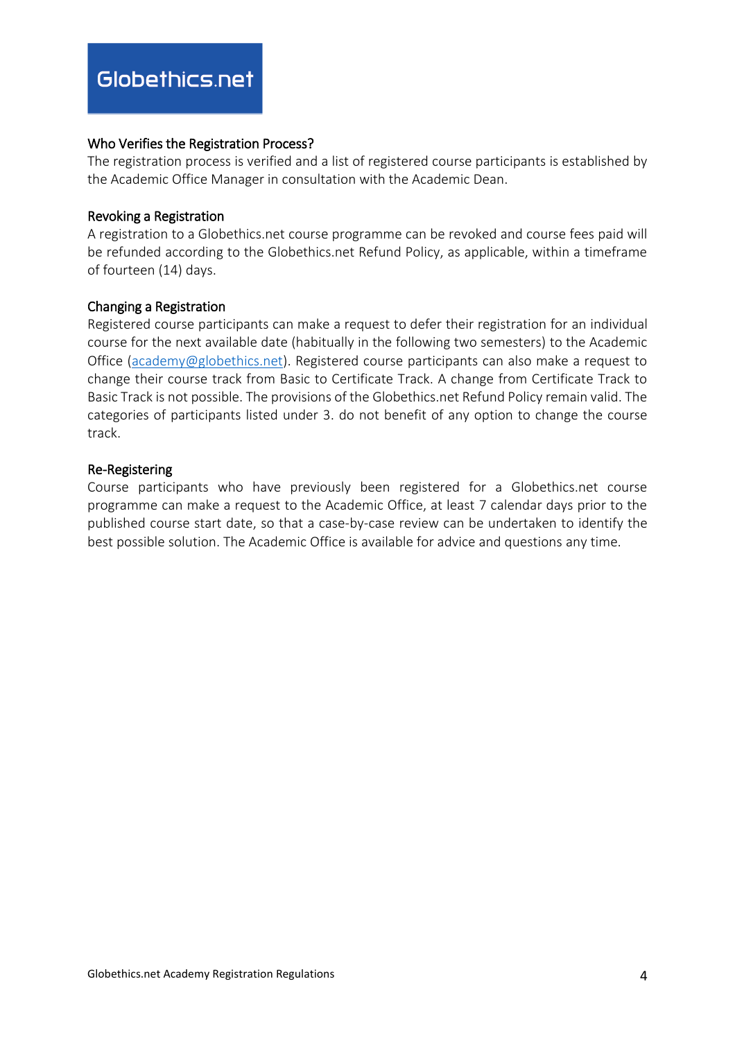### Who Verifies the Registration Process?

The registration process is verified and a list of registered course participants is established by the Academic Office Manager in consultation with the Academic Dean.

### Revoking a Registration

A registration to a Globethics.net course programme can be revoked and course fees paid will be refunded according to the Globethics.net Refund Policy, as applicable, within a timeframe of fourteen (14) days.

### Changing a Registration

Registered course participants can make a request to defer their registration for an individual course for the next available date (habitually in the following two semesters) to the Academic Office (academy@globethics.net). Registered course participants can also make a request to change their course track from Basic to Certificate Track. A change from Certificate Track to Basic Track is not possible. The provisions of the Globethics.net Refund Policy remain valid. The categories of participants listed under 3. do not benefit of any option to change the course track.

### Re-Registering

Course participants who have previously been registered for a Globethics.net course programme can make a request to the Academic Office, at least 7 calendar days prior to the published course start date, so that a case-by-case review can be undertaken to identify the best possible solution. The Academic Office is available for advice and questions any time.